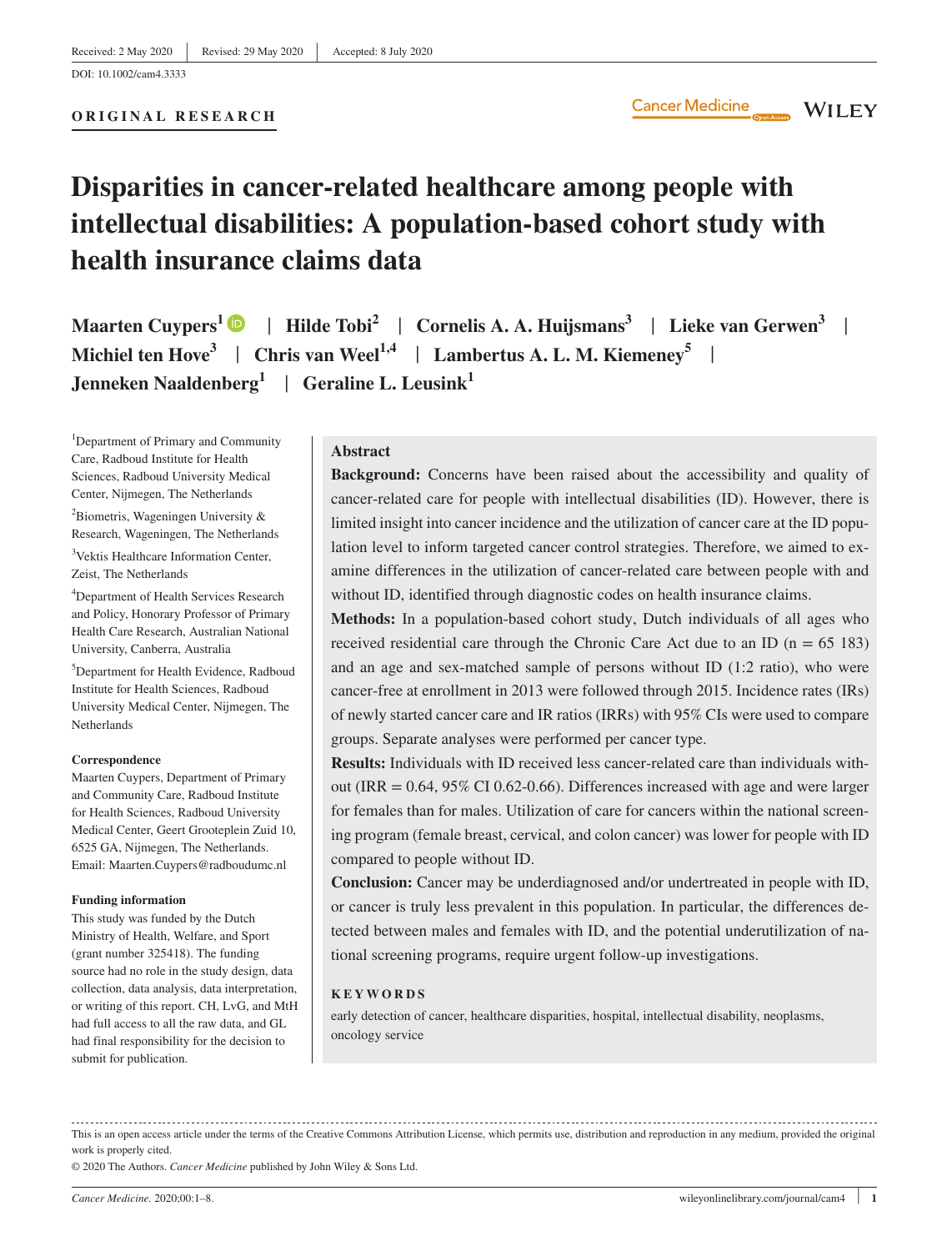Received: 2 May 2020 | Revised: 29 May 2020 | Accepted: 8 July 2020

DOI: 10.1002/cam4.3333

**ORIGINAL RESEARCH**

# Disparities in cancer-related healthcare among people with intellectual disabilities: A population-based cohort study with health insurance claims data

**Maarten Cuypers[1] | Hilde Tobi[2] | Cornelis A. A. Huijsmans[3] | Lieke van Gerwen[3] | Michiel ten Hove[3] | Chris van Weel[1,4] | Lambertus A. L. M. Kiemeney[5] | Jenneken Naaldenberg[1] | Geraline L. Leusink[1]**

[1]Department of Primary and Community Care, Radboud Institute for Health Sciences, Radboud University Medical Center, Nijmegen, The Netherlands

[2]Biometris, Wageningen University & Research, Wageningen, The Netherlands

[3]Vektis Healthcare Information Center, Zeist, The Netherlands

[4]Department of Health Services Research and Policy, Honorary Professor of Primary Health Care Research, Australian National University, Canberra, Australia

[5]Department for Health Evidence, Radboud Institute for Health Sciences, Radboud University Medical Center, Nijmegen, The Netherlands

**Correspondence**

Maarten Cuypers, Department of Primary and Community Care, Radboud Institute for Health Sciences, Radboud University Medical Center, Geert Grooteplein Zuid 10, 6525 GA, Nijmegen, The Netherlands.
Email: Maarten.Cuypers@radboudumc.nl

**Funding information**

This study was funded by the Dutch Ministry of Health, Welfare, and Sport (grant number 325418). The funding source had no role in the study design, data collection, data analysis, data interpretation, or writing of this report. CH, LvG, and MtH had full access to all the raw data, and GL had final responsibility for the decision to submit for publication.

## Abstract

**Background:** Concerns have been raised about the accessibility and quality of cancer-related care for people with intellectual disabilities (ID). However, there is limited insight into cancer incidence and the utilization of cancer care at the ID population level to inform targeted cancer control strategies. Therefore, we aimed to examine differences in the utilization of cancer-related care between people with and without ID, identified through diagnostic codes on health insurance claims.

**Methods:** In a population-based cohort study, Dutch individuals of all ages who received residential care through the Chronic Care Act due to an ID (n = 65 183) and an age and sex-matched sample of persons without ID (1:2 ratio), who were cancer-free at enrollment in 2013 were followed through 2015. Incidence rates (IRs) of newly started cancer care and IR ratios (IRRs) with 95% CIs were used to compare groups. Separate analyses were performed per cancer type.

**Results:** Individuals with ID received less cancer-related care than individuals without (IRR = 0.64, 95% CI 0.62-0.66). Differences increased with age and were larger for females than for males. Utilization of care for cancers within the national screening program (female breast, cervical, and colon cancer) was lower for people with ID compared to people without ID.

**Conclusion:** Cancer may be underdiagnosed and/or undertreated in people with ID, or cancer is truly less prevalent in this population. In particular, the differences detected between males and females with ID, and the potential underutilization of national screening programs, require urgent follow-up investigations.

**KEYWORDS**

early detection of cancer, healthcare disparities, hospital, intellectual disability, neoplasms, oncology service

This is an open access article under the terms of the Creative Commons Attribution License, which permits use, distribution and reproduction in any medium, provided the original work is properly cited.

© 2020 The Authors. *Cancer Medicine* published by John Wiley & Sons Ltd.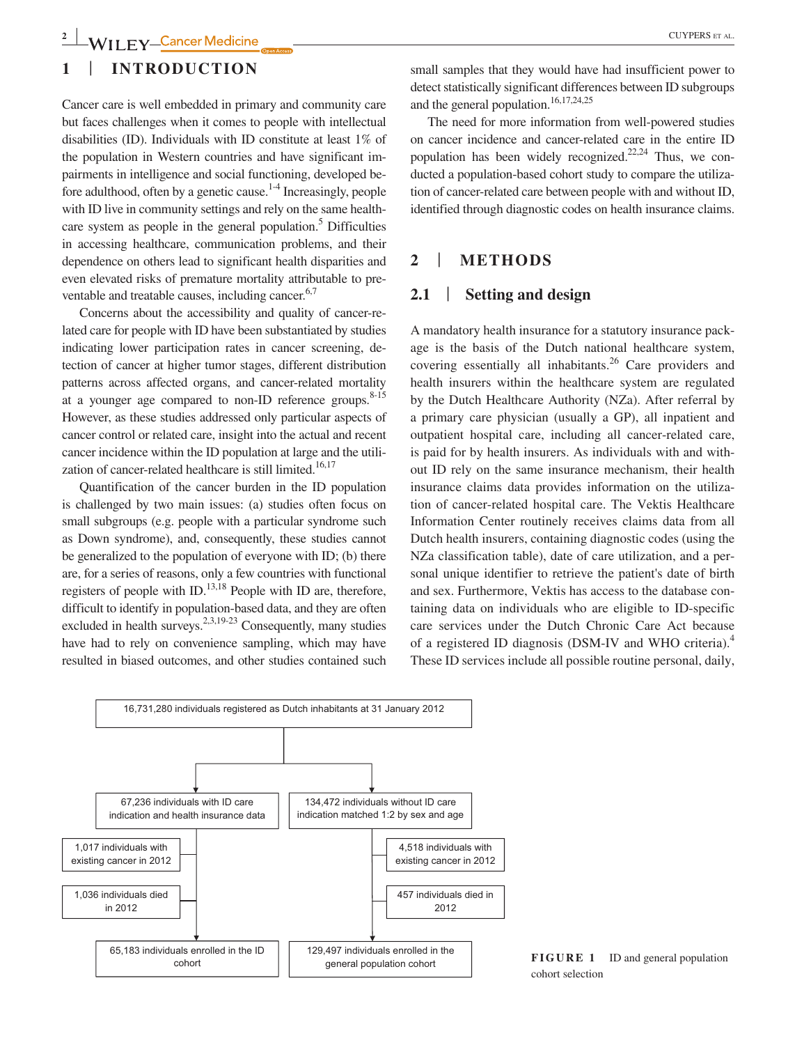# 1 | INTRODUCTION

Cancer care is well embedded in primary and community care but faces challenges when it comes to people with intellectual disabilities (ID). Individuals with ID constitute at least 1% of the population in Western countries and have significant impairments in intelligence and social functioning, developed before adulthood, often by a genetic cause.[1-4] Increasingly, people with ID live in community settings and rely on the same healthcare system as people in the general population.[5] Difficulties in accessing healthcare, communication problems, and their dependence on others lead to significant health disparities and even elevated risks of premature mortality attributable to preventable and treatable causes, including cancer.[6,7]

Concerns about the accessibility and quality of cancer-related care for people with ID have been substantiated by studies indicating lower participation rates in cancer screening, detection of cancer at higher tumor stages, different distribution patterns across affected organs, and cancer-related mortality at a younger age compared to non-ID reference groups.[8-15] However, as these studies addressed only particular aspects of cancer control or related care, insight into the actual and recent cancer incidence within the ID population at large and the utilization of cancer-related healthcare is still limited.[16,17]

Quantification of the cancer burden in the ID population is challenged by two main issues: (a) studies often focus on small subgroups (e.g. people with a particular syndrome such as Down syndrome), and, consequently, these studies cannot be generalized to the population of everyone with ID; (b) there are, for a series of reasons, only a few countries with functional registers of people with ID.[13,18] People with ID are, therefore, difficult to identify in population-based data, and they are often excluded in health surveys.[2,3,19-23] Consequently, many studies have had to rely on convenience sampling, which may have resulted in biased outcomes, and other studies contained such small samples that they would have had insufficient power to detect statistically significant differences between ID subgroups and the general population.[16,17,24,25]

The need for more information from well-powered studies on cancer incidence and cancer-related care in the entire ID population has been widely recognized.[22,24] Thus, we conducted a population-based cohort study to compare the utilization of cancer-related care between people with and without ID, identified through diagnostic codes on health insurance claims.

# 2 | METHODS

## 2.1 | Setting and design

A mandatory health insurance for a statutory insurance package is the basis of the Dutch national healthcare system, covering essentially all inhabitants.[26] Care providers and health insurers within the healthcare system are regulated by the Dutch Healthcare Authority (NZa). After referral by a primary care physician (usually a GP), all inpatient and outpatient hospital care, including all cancer-related care, is paid for by health insurers. As individuals with and without ID rely on the same insurance mechanism, their health insurance claims data provides information on the utilization of cancer-related hospital care. The Vektis Healthcare Information Center routinely receives claims data from all Dutch health insurers, containing diagnostic codes (using the NZa classification table), date of care utilization, and a personal unique identifier to retrieve the patient's date of birth and sex. Furthermore, Vektis has access to the database containing data on individuals who are eligible to ID-specific care services under the Dutch Chronic Care Act because of a registered ID diagnosis (DSM-IV and WHO criteria).[4] These ID services include all possible routine personal, daily,

16,731,280 individuals registered as Dutch inhabitants at 31 January 2012

- 67,236 individuals with ID care indication and health insurance data
  - 1,017 individuals with existing cancer in 2012
  - 1,036 individuals died in 2012
  - 65,183 individuals enrolled in the ID cohort
- 134,472 individuals without ID care indication matched 1:2 by sex and age
  - 4,518 individuals with existing cancer in 2012
  - 457 individuals died in 2012
  - 129,497 individuals enrolled in the general population cohort

**FIGURE 1** ID and general population cohort selection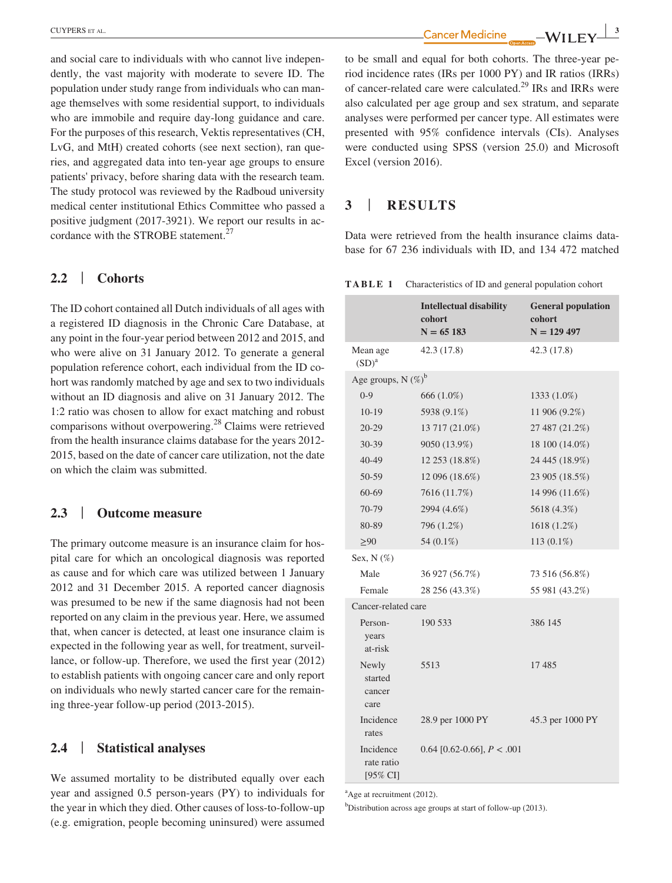and social care to individuals with who cannot live independently, the vast majority with moderate to severe ID. The population under study range from individuals who can manage themselves with some residential support, to individuals who are immobile and require day-long guidance and care. For the purposes of this research, Vektis representatives (CH, LvG, and MtH) created cohorts (see next section), ran queries, and aggregated data into ten-year age groups to ensure patients' privacy, before sharing data with the research team. The study protocol was reviewed by the Radboud university medical center institutional Ethics Committee who passed a positive judgment (2017-3921). We report our results in accordance with the STROBE statement.[27]

## 2.2 | Cohorts

The ID cohort contained all Dutch individuals of all ages with a registered ID diagnosis in the Chronic Care Database, at any point in the four-year period between 2012 and 2015, and who were alive on 31 January 2012. To generate a general population reference cohort, each individual from the ID cohort was randomly matched by age and sex to two individuals without an ID diagnosis and alive on 31 January 2012. The 1:2 ratio was chosen to allow for exact matching and robust comparisons without overpowering.[28] Claims were retrieved from the health insurance claims database for the years 2012-2015, based on the date of cancer care utilization, not the date on which the claim was submitted.

## 2.3 | Outcome measure

The primary outcome measure is an insurance claim for hospital care for which an oncological diagnosis was reported as cause and for which care was utilized between 1 January 2012 and 31 December 2015. A reported cancer diagnosis was presumed to be new if the same diagnosis had not been reported on any claim in the previous year. Here, we assumed that, when cancer is detected, at least one insurance claim is expected in the following year as well, for treatment, surveillance, or follow-up. Therefore, we used the first year (2012) to establish patients with ongoing cancer care and only report on individuals who newly started cancer care for the remaining three-year follow-up period (2013-2015).

## 2.4 | Statistical analyses

We assumed mortality to be distributed equally over each year and assigned 0.5 person-years (PY) to individuals for the year in which they died. Other causes of loss-to-follow-up (e.g. emigration, people becoming uninsured) were assumed to be small and equal for both cohorts. The three-year period incidence rates (IRs per 1000 PY) and IR ratios (IRRs) of cancer-related care were calculated.[29] IRs and IRRs were also calculated per age group and sex stratum, and separate analyses were performed per cancer type. All estimates were presented with 95% confidence intervals (CIs). Analyses were conducted using SPSS (version 25.0) and Microsoft Excel (version 2016).

# 3 | RESULTS

Data were retrieved from the health insurance claims database for 67 236 individuals with ID, and 134 472 matched

**TABLE 1** Characteristics of ID and general population cohort

| | Intellectual disability cohort N = 65 183 | General population cohort N = 129 497 |
|---|---|---|
| Mean age (SD)[a] | 42.3 (17.8) | 42.3 (17.8) |
| Age groups, N (%)[b] | | |
| 0-9 | 666 (1.0%) | 1333 (1.0%) |
| 10-19 | 5938 (9.1%) | 11 906 (9.2%) |
| 20-29 | 13 717 (21.0%) | 27 487 (21.2%) |
| 30-39 | 9050 (13.9%) | 18 100 (14.0%) |
| 40-49 | 12 253 (18.8%) | 24 445 (18.9%) |
| 50-59 | 12 096 (18.6%) | 23 905 (18.5%) |
| 60-69 | 7616 (11.7%) | 14 996 (11.6%) |
| 70-79 | 2994 (4.6%) | 5618 (4.3%) |
| 80-89 | 796 (1.2%) | 1618 (1.2%) |
| ≥90 | 54 (0.1%) | 113 (0.1%) |
| Sex, N (%) | | |
| Male | 36 927 (56.7%) | 73 516 (56.8%) |
| Female | 28 256 (43.3%) | 55 981 (43.2%) |
| Cancer-related care | | |
| Person-years at-risk | 190 533 | 386 145 |
| Newly started cancer care | 5513 | 17 485 |
| Incidence rates | 28.9 per 1000 PY | 45.3 per 1000 PY |
| Incidence rate ratio [95% CI] | 0.64 [0.62-0.66], $P < .001$ | |

[a]Age at recruitment (2012).

[b]Distribution across age groups at start of follow-up (2013).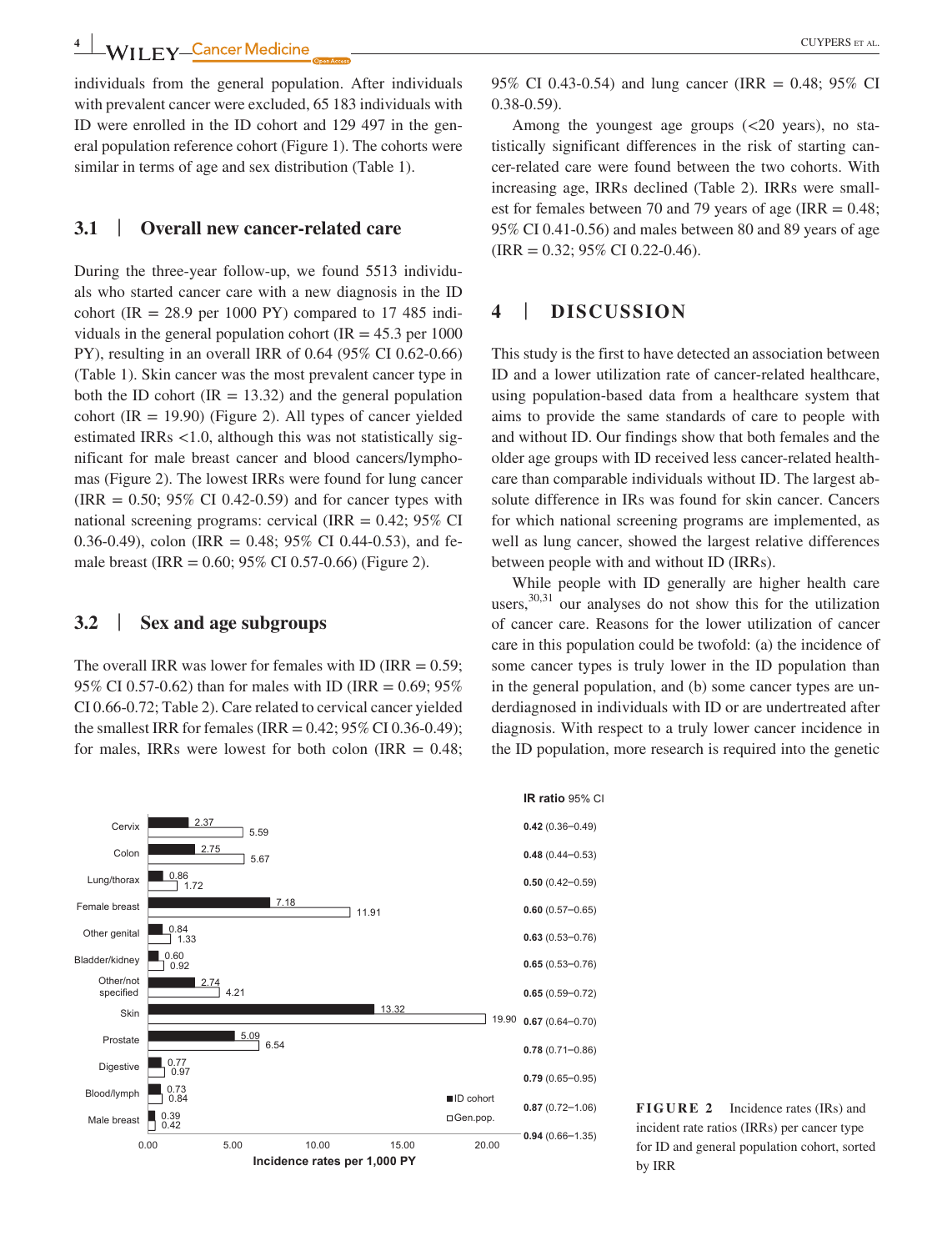individuals from the general population. After individuals with prevalent cancer were excluded, 65 183 individuals with ID were enrolled in the ID cohort and 129 497 in the general population reference cohort (Figure 1). The cohorts were similar in terms of age and sex distribution (Table 1).

### 3.1 | Overall new cancer-related care

During the three-year follow-up, we found 5513 individuals who started cancer care with a new diagnosis in the ID cohort (IR = 28.9 per 1000 PY) compared to 17 485 individuals in the general population cohort (IR = 45.3 per 1000 PY), resulting in an overall IRR of 0.64 (95% CI 0.62-0.66) (Table 1). Skin cancer was the most prevalent cancer type in both the ID cohort (IR = 13.32) and the general population cohort (IR = 19.90) (Figure 2). All types of cancer yielded estimated IRRs <1.0, although this was not statistically significant for male breast cancer and blood cancers/lymphomas (Figure 2). The lowest IRRs were found for lung cancer (IRR = 0.50; 95% CI 0.42-0.59) and for cancer types with national screening programs: cervical (IRR = 0.42; 95% CI 0.36-0.49), colon (IRR = 0.48; 95% CI 0.44-0.53), and female breast (IRR = 0.60; 95% CI 0.57-0.66) (Figure 2).

### 3.2 | Sex and age subgroups

The overall IRR was lower for females with ID (IRR = 0.59; 95% CI 0.57-0.62) than for males with ID (IRR = 0.69; 95% CI 0.66-0.72; Table 2). Care related to cervical cancer yielded the smallest IRR for females (IRR = 0.42; 95% CI 0.36-0.49); for males, IRRs were lowest for both colon (IRR = 0.48; 95% CI 0.43-0.54) and lung cancer (IRR = 0.48; 95% CI 0.38-0.59).

Among the youngest age groups (<20 years), no statistically significant differences in the risk of starting cancer-related care were found between the two cohorts. With increasing age, IRRs declined (Table 2). IRRs were smallest for females between 70 and 79 years of age (IRR = 0.48; 95% CI 0.41-0.56) and males between 80 and 89 years of age (IRR = 0.32; 95% CI 0.22-0.46).

## 4 | DISCUSSION

This study is the first to have detected an association between ID and a lower utilization rate of cancer-related healthcare, using population-based data from a healthcare system that aims to provide the same standards of care to people with and without ID. Our findings show that both females and the older age groups with ID received less cancer-related healthcare than comparable individuals without ID. The largest absolute difference in IRs was found for skin cancer. Cancers for which national screening programs are implemented, as well as lung cancer, showed the largest relative differences between people with and without ID (IRRs).

While people with ID generally are higher health care users,[30,31] our analyses do not show this for the utilization of cancer care. Reasons for the lower utilization of cancer care in this population could be twofold: (a) the incidence of some cancer types is truly lower in the ID population than in the general population, and (b) some cancer types are underdiagnosed in individuals with ID or are undertreated after diagnosis. With respect to a truly lower cancer incidence in the ID population, more research is required into the genetic

| Cancer type | ID cohort IR | Gen.pop. IR | IR ratio (95% CI) |
|---|---|---|---|
| Cervix | 2.37 | 5.59 | **0.42** (0.36–0.49) |
| Colon | 2.75 | 5.67 | **0.48** (0.44–0.53) |
| Lung/thorax | 0.86 | 1.72 | **0.50** (0.42–0.59) |
| Female breast | 7.18 | 11.91 | **0.60** (0.57–0.65) |
| Other genital | 0.84 | 1.33 | **0.63** (0.53–0.76) |
| Bladder/kidney | 0.60 | 0.92 | **0.65** (0.53–0.76) |
| Other/not specified | 2.74 | 4.21 | **0.65** (0.59–0.72) |
| Skin | 13.32 | 19.90 | **0.67** (0.64–0.70) |
| Prostate | 5.09 | 6.54 | **0.78** (0.71–0.86) |
| Digestive | 0.77 | 0.97 | **0.79** (0.65–0.95) |
| Blood/lymph | 0.73 | 0.84 | **0.87** (0.72–1.06) |
| Male breast | 0.39 | 0.42 | **0.94** (0.66–1.35) |

Incidence rates per 1,000 PY

**FIGURE 2** Incidence rates (IRs) and incident rate ratios (IRRs) per cancer type for ID and general population cohort, sorted by IRR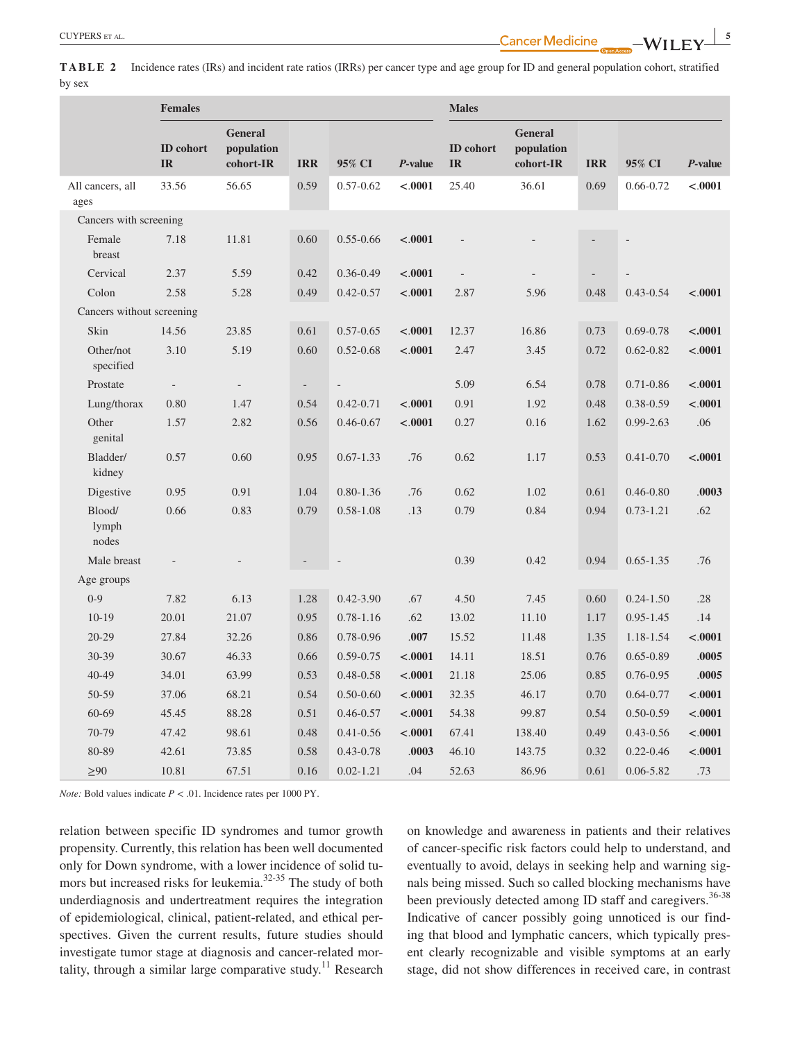**TABLE 2** Incidence rates (IRs) and incident rate ratios (IRRs) per cancer type and age group for ID and general population cohort, stratified by sex

| | Females | | | | | Males | | | | |
|---|---|---|---|---|---|---|---|---|---|---|
| | ID cohort IR | General population cohort-IR | IRR | 95% CI | *P*-value | ID cohort IR | General population cohort-IR | IRR | 95% CI | *P*-value |
| All cancers, all ages | 33.56 | 56.65 | 0.59 | 0.57-0.62 | **<.0001** | 25.40 | 36.61 | 0.69 | 0.66-0.72 | **<.0001** |
| Cancers with screening | | | | | | | | | | |
| Female breast | 7.18 | 11.81 | 0.60 | 0.55-0.66 | **<.0001** | - | - | - | - | |
| Cervical | 2.37 | 5.59 | 0.42 | 0.36-0.49 | **<.0001** | - | - | - | - | |
| Colon | 2.58 | 5.28 | 0.49 | 0.42-0.57 | **<.0001** | 2.87 | 5.96 | 0.48 | 0.43-0.54 | **<.0001** |
| Cancers without screening | | | | | | | | | | |
| Skin | 14.56 | 23.85 | 0.61 | 0.57-0.65 | **<.0001** | 12.37 | 16.86 | 0.73 | 0.69-0.78 | **<.0001** |
| Other/not specified | 3.10 | 5.19 | 0.60 | 0.52-0.68 | **<.0001** | 2.47 | 3.45 | 0.72 | 0.62-0.82 | **<.0001** |
| Prostate | - | - | - | - | | 5.09 | 6.54 | 0.78 | 0.71-0.86 | **<.0001** |
| Lung/thorax | 0.80 | 1.47 | 0.54 | 0.42-0.71 | **<.0001** | 0.91 | 1.92 | 0.48 | 0.38-0.59 | **<.0001** |
| Other genital | 1.57 | 2.82 | 0.56 | 0.46-0.67 | **<.0001** | 0.27 | 0.16 | 1.62 | 0.99-2.63 | .06 |
| Bladder/kidney | 0.57 | 0.60 | 0.95 | 0.67-1.33 | .76 | 0.62 | 1.17 | 0.53 | 0.41-0.70 | **<.0001** |
| Digestive | 0.95 | 0.91 | 1.04 | 0.80-1.36 | .76 | 0.62 | 1.02 | 0.61 | 0.46-0.80 | **.0003** |
| Blood/lymph nodes | 0.66 | 0.83 | 0.79 | 0.58-1.08 | .13 | 0.79 | 0.84 | 0.94 | 0.73-1.21 | .62 |
| Male breast | - | - | - | - | | 0.39 | 0.42 | 0.94 | 0.65-1.35 | .76 |
| Age groups | | | | | | | | | | |
| 0-9 | 7.82 | 6.13 | 1.28 | 0.42-3.90 | .67 | 4.50 | 7.45 | 0.60 | 0.24-1.50 | .28 |
| 10-19 | 20.01 | 21.07 | 0.95 | 0.78-1.16 | .62 | 13.02 | 11.10 | 1.17 | 0.95-1.45 | .14 |
| 20-29 | 27.84 | 32.26 | 0.86 | 0.78-0.96 | **.007** | 15.52 | 11.48 | 1.35 | 1.18-1.54 | **<.0001** |
| 30-39 | 30.67 | 46.33 | 0.66 | 0.59-0.75 | **<.0001** | 14.11 | 18.51 | 0.76 | 0.65-0.89 | **.0005** |
| 40-49 | 34.01 | 63.99 | 0.53 | 0.48-0.58 | **<.0001** | 21.18 | 25.06 | 0.85 | 0.76-0.95 | **.0005** |
| 50-59 | 37.06 | 68.21 | 0.54 | 0.50-0.60 | **<.0001** | 32.35 | 46.17 | 0.70 | 0.64-0.77 | **<.0001** |
| 60-69 | 45.45 | 88.28 | 0.51 | 0.46-0.57 | **<.0001** | 54.38 | 99.87 | 0.54 | 0.50-0.59 | **<.0001** |
| 70-79 | 47.42 | 98.61 | 0.48 | 0.41-0.56 | **<.0001** | 67.41 | 138.40 | 0.49 | 0.43-0.56 | **<.0001** |
| 80-89 | 42.61 | 73.85 | 0.58 | 0.43-0.78 | **.0003** | 46.10 | 143.75 | 0.32 | 0.22-0.46 | **<.0001** |
| ≥90 | 10.81 | 67.51 | 0.16 | 0.02-1.21 | .04 | 52.63 | 86.96 | 0.61 | 0.06-5.82 | .73 |

*Note:* Bold values indicate $P < .01$. Incidence rates per 1000 PY.

relation between specific ID syndromes and tumor growth propensity. Currently, this relation has been well documented only for Down syndrome, with a lower incidence of solid tumors but increased risks for leukemia.[32-35] The study of both underdiagnosis and undertreatment requires the integration of epidemiological, clinical, patient-related, and ethical perspectives. Given the current results, future studies should investigate tumor stage at diagnosis and cancer-related mortality, through a similar large comparative study.[11] Research on knowledge and awareness in patients and their relatives of cancer-specific risk factors could help to understand, and eventually to avoid, delays in seeking help and warning signals being missed. Such so called blocking mechanisms have been previously detected among ID staff and caregivers.[36-38] Indicative of cancer possibly going unnoticed is our finding that blood and lymphatic cancers, which typically present clearly recognizable and visible symptoms at an early stage, did not show differences in received care, in contrast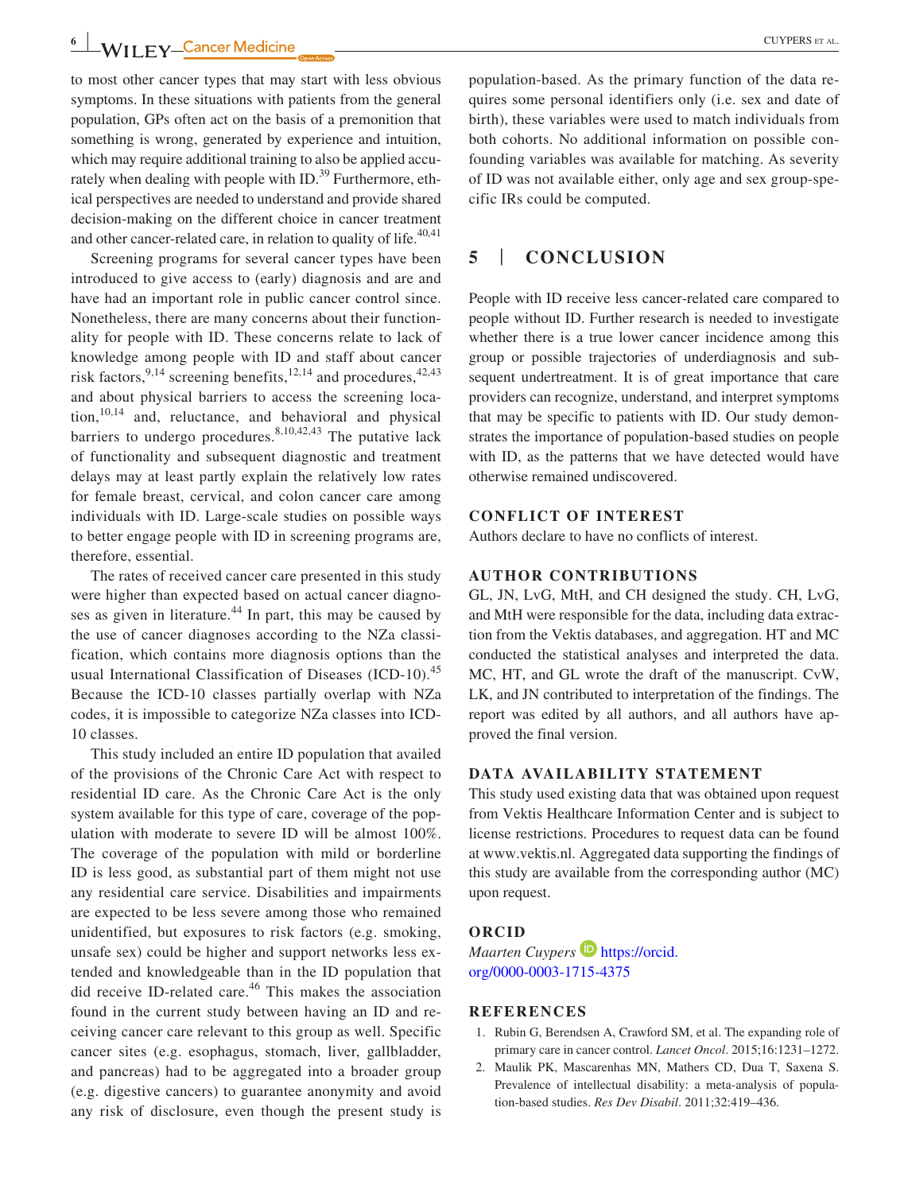to most other cancer types that may start with less obvious symptoms. In these situations with patients from the general population, GPs often act on the basis of a premonition that something is wrong, generated by experience and intuition, which may require additional training to also be applied accurately when dealing with people with ID.[39] Furthermore, ethical perspectives are needed to understand and provide shared decision-making on the different choice in cancer treatment and other cancer-related care, in relation to quality of life.[40,41]

Screening programs for several cancer types have been introduced to give access to (early) diagnosis and are and have had an important role in public cancer control since. Nonetheless, there are many concerns about their functionality for people with ID. These concerns relate to lack of knowledge among people with ID and staff about cancer risk factors,[9,14] screening benefits,[12,14] and procedures,[42,43] and about physical barriers to access the screening location,[10,14] and, reluctance, and behavioral and physical barriers to undergo procedures.[8,10,42,43] The putative lack of functionality and subsequent diagnostic and treatment delays may at least partly explain the relatively low rates for female breast, cervical, and colon cancer care among individuals with ID. Large-scale studies on possible ways to better engage people with ID in screening programs are, therefore, essential.

The rates of received cancer care presented in this study were higher than expected based on actual cancer diagnoses as given in literature.[44] In part, this may be caused by the use of cancer diagnoses according to the NZa classification, which contains more diagnosis options than the usual International Classification of Diseases (ICD-10).[45] Because the ICD-10 classes partially overlap with NZa codes, it is impossible to categorize NZa classes into ICD-10 classes.

This study included an entire ID population that availed of the provisions of the Chronic Care Act with respect to residential ID care. As the Chronic Care Act is the only system available for this type of care, coverage of the population with moderate to severe ID will be almost 100%. The coverage of the population with mild or borderline ID is less good, as substantial part of them might not use any residential care service. Disabilities and impairments are expected to be less severe among those who remained unidentified, but exposures to risk factors (e.g. smoking, unsafe sex) could be higher and support networks less extended and knowledgeable than in the ID population that did receive ID-related care.[46] This makes the association found in the current study between having an ID and receiving cancer care relevant to this group as well. Specific cancer sites (e.g. esophagus, stomach, liver, gallbladder, and pancreas) had to be aggregated into a broader group (e.g. digestive cancers) to guarantee anonymity and avoid any risk of disclosure, even though the present study is population-based. As the primary function of the data requires some personal identifiers only (i.e. sex and date of birth), these variables were used to match individuals from both cohorts. No additional information on possible confounding variables was available for matching. As severity of ID was not available either, only age and sex group-specific IRs could be computed.

## 5 | CONCLUSION

People with ID receive less cancer-related care compared to people without ID. Further research is needed to investigate whether there is a true lower cancer incidence among this group or possible trajectories of underdiagnosis and subsequent undertreatment. It is of great importance that care providers can recognize, understand, and interpret symptoms that may be specific to patients with ID. Our study demonstrates the importance of population-based studies on people with ID, as the patterns that we have detected would have otherwise remained undiscovered.

### CONFLICT OF INTEREST

Authors declare to have no conflicts of interest.

### AUTHOR CONTRIBUTIONS

GL, JN, LvG, MtH, and CH designed the study. CH, LvG, and MtH were responsible for the data, including data extraction from the Vektis databases, and aggregation. HT and MC conducted the statistical analyses and interpreted the data. MC, HT, and GL wrote the draft of the manuscript. CvW, LK, and JN contributed to interpretation of the findings. The report was edited by all authors, and all authors have approved the final version.

### DATA AVAILABILITY STATEMENT

This study used existing data that was obtained upon request from Vektis Healthcare Information Center and is subject to license restrictions. Procedures to request data can be found at www.vektis.nl. Aggregated data supporting the findings of this study are available from the corresponding author (MC) upon request.

### ORCID

*Maarten Cuypers* https://orcid.org/0000-0003-1715-4375

### REFERENCES

1. Rubin G, Berendsen A, Crawford SM, et al. The expanding role of primary care in cancer control. *Lancet Oncol*. 2015;16:1231–1272.
2. Maulik PK, Mascarenhas MN, Mathers CD, Dua T, Saxena S. Prevalence of intellectual disability: a meta-analysis of population-based studies. *Res Dev Disabil*. 2011;32:419–436.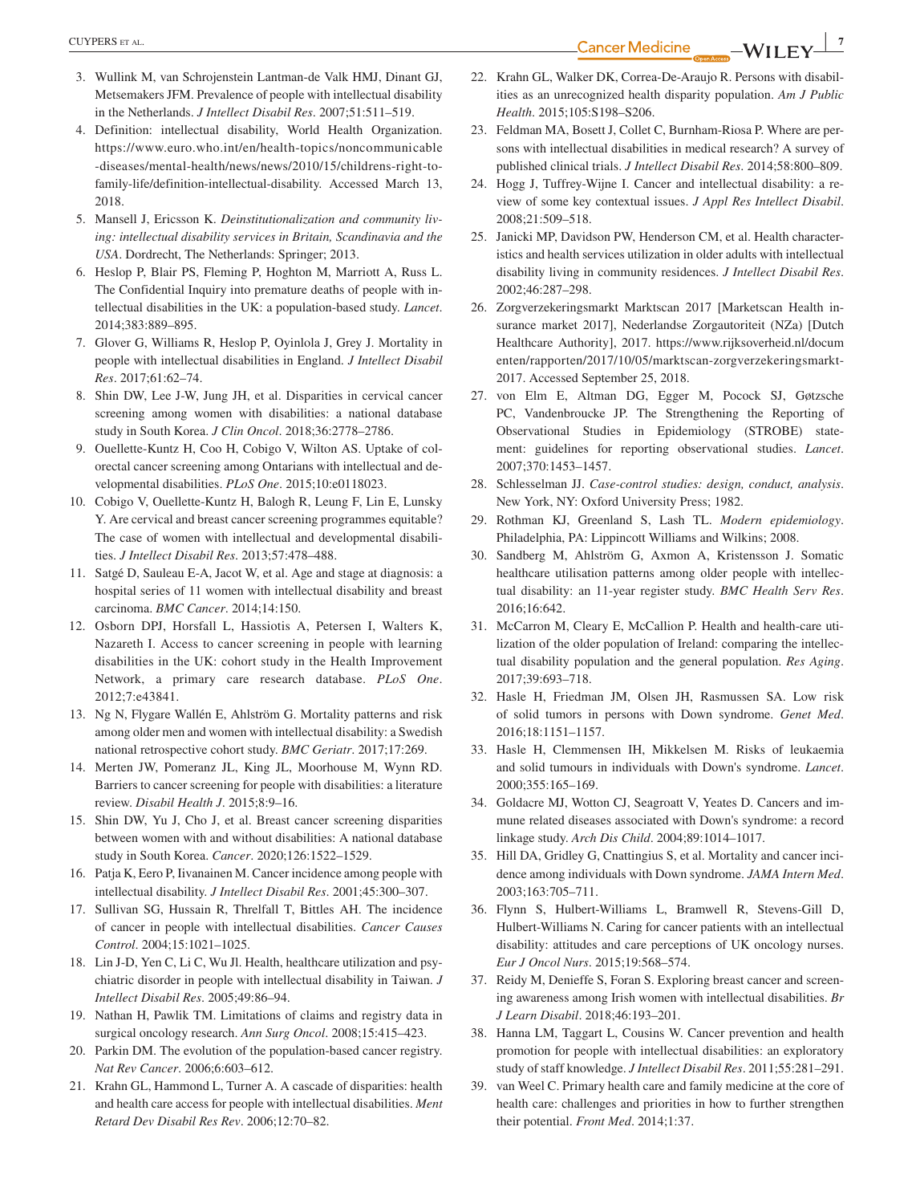3. Wullink M, van Schrojenstein Lantman-de Valk HMJ, Dinant GJ, Metsemakers JFM. Prevalence of people with intellectual disability in the Netherlands. *J Intellect Disabil Res*. 2007;51:511–519.
4. Definition: intellectual disability, World Health Organization. https://www.euro.who.int/en/health-topics/noncommunicable-diseases/mental-health/news/news/2010/15/childrens-right-to-family-life/definition-intellectual-disability. Accessed March 13, 2018.
5. Mansell J, Ericsson K. *Deinstitutionalization and community living: intellectual disability services in Britain, Scandinavia and the USA*. Dordrecht, The Netherlands: Springer; 2013.
6. Heslop P, Blair PS, Fleming P, Hoghton M, Marriott A, Russ L. The Confidential Inquiry into premature deaths of people with intellectual disabilities in the UK: a population-based study. *Lancet*. 2014;383:889–895.
7. Glover G, Williams R, Heslop P, Oyinlola J, Grey J. Mortality in people with intellectual disabilities in England. *J Intellect Disabil Res*. 2017;61:62–74.
8. Shin DW, Lee J-W, Jung JH, et al. Disparities in cervical cancer screening among women with disabilities: a national database study in South Korea. *J Clin Oncol*. 2018;36:2778–2786.
9. Ouellette-Kuntz H, Coo H, Cobigo V, Wilton AS. Uptake of colorectal cancer screening among Ontarians with intellectual and developmental disabilities. *PLoS One*. 2015;10:e0118023.
10. Cobigo V, Ouellette-Kuntz H, Balogh R, Leung F, Lin E, Lunsky Y. Are cervical and breast cancer screening programmes equitable? The case of women with intellectual and developmental disabilities. *J Intellect Disabil Res*. 2013;57:478–488.
11. Satgé D, Sauleau E-A, Jacot W, et al. Age and stage at diagnosis: a hospital series of 11 women with intellectual disability and breast carcinoma. *BMC Cancer*. 2014;14:150.
12. Osborn DPJ, Horsfall L, Hassiotis A, Petersen I, Walters K, Nazareth I. Access to cancer screening in people with learning disabilities in the UK: cohort study in the Health Improvement Network, a primary care research database. *PLoS One*. 2012;7:e43841.
13. Ng N, Flygare Wallén E, Ahlström G. Mortality patterns and risk among older men and women with intellectual disability: a Swedish national retrospective cohort study. *BMC Geriatr*. 2017;17:269.
14. Merten JW, Pomeranz JL, King JL, Moorhouse M, Wynn RD. Barriers to cancer screening for people with disabilities: a literature review. *Disabil Health J*. 2015;8:9–16.
15. Shin DW, Yu J, Cho J, et al. Breast cancer screening disparities between women with and without disabilities: A national database study in South Korea. *Cancer*. 2020;126:1522–1529.
16. Patja K, Eero P, Iivanainen M. Cancer incidence among people with intellectual disability. *J Intellect Disabil Res*. 2001;45:300–307.
17. Sullivan SG, Hussain R, Threlfall T, Bittles AH. The incidence of cancer in people with intellectual disabilities. *Cancer Causes Control*. 2004;15:1021–1025.
18. Lin J-D, Yen C, Li C, Wu Jl. Health, healthcare utilization and psychiatric disorder in people with intellectual disability in Taiwan. *J Intellect Disabil Res*. 2005;49:86–94.
19. Nathan H, Pawlik TM. Limitations of claims and registry data in surgical oncology research. *Ann Surg Oncol*. 2008;15:415–423.
20. Parkin DM. The evolution of the population-based cancer registry. *Nat Rev Cancer*. 2006;6:603–612.
21. Krahn GL, Hammond L, Turner A. A cascade of disparities: health and health care access for people with intellectual disabilities. *Ment Retard Dev Disabil Res Rev*. 2006;12:70–82.
22. Krahn GL, Walker DK, Correa-De-Araujo R. Persons with disabilities as an unrecognized health disparity population. *Am J Public Health*. 2015;105:S198–S206.
23. Feldman MA, Bosett J, Collet C, Burnham-Riosa P. Where are persons with intellectual disabilities in medical research? A survey of published clinical trials. *J Intellect Disabil Res*. 2014;58:800–809.
24. Hogg J, Tuffrey-Wijne I. Cancer and intellectual disability: a review of some key contextual issues. *J Appl Res Intellect Disabil*. 2008;21:509–518.
25. Janicki MP, Davidson PW, Henderson CM, et al. Health characteristics and health services utilization in older adults with intellectual disability living in community residences. *J Intellect Disabil Res*. 2002;46:287–298.
26. Zorgverzekeringsmarkt Marktscan 2017 [Marketscan Health insurance market 2017], Nederlandse Zorgautoriteit (NZa) [Dutch Healthcare Authority], 2017. https://www.rijksoverheid.nl/documenten/rapporten/2017/10/05/marktscan-zorgverzekeringsmarkt-2017. Accessed September 25, 2018.
27. von Elm E, Altman DG, Egger M, Pocock SJ, Gøtzsche PC, Vandenbroucke JP. The Strengthening the Reporting of Observational Studies in Epidemiology (STROBE) statement: guidelines for reporting observational studies. *Lancet*. 2007;370:1453–1457.
28. Schlesselman JJ. *Case-control studies: design, conduct, analysis*. New York, NY: Oxford University Press; 1982.
29. Rothman KJ, Greenland S, Lash TL. *Modern epidemiology*. Philadelphia, PA: Lippincott Williams and Wilkins; 2008.
30. Sandberg M, Ahlström G, Axmon A, Kristensson J. Somatic healthcare utilisation patterns among older people with intellectual disability: an 11-year register study. *BMC Health Serv Res*. 2016;16:642.
31. McCarron M, Cleary E, McCallion P. Health and health-care utilization of the older population of Ireland: comparing the intellectual disability population and the general population. *Res Aging*. 2017;39:693–718.
32. Hasle H, Friedman JM, Olsen JH, Rasmussen SA. Low risk of solid tumors in persons with Down syndrome. *Genet Med*. 2016;18:1151–1157.
33. Hasle H, Clemmensen IH, Mikkelsen M. Risks of leukaemia and solid tumours in individuals with Down's syndrome. *Lancet*. 2000;355:165–169.
34. Goldacre MJ, Wotton CJ, Seagroatt V, Yeates D. Cancers and immune related diseases associated with Down's syndrome: a record linkage study. *Arch Dis Child*. 2004;89:1014–1017.
35. Hill DA, Gridley G, Cnattingius S, et al. Mortality and cancer incidence among individuals with Down syndrome. *JAMA Intern Med*. 2003;163:705–711.
36. Flynn S, Hulbert-Williams L, Bramwell R, Stevens-Gill D, Hulbert-Williams N. Caring for cancer patients with an intellectual disability: attitudes and care perceptions of UK oncology nurses. *Eur J Oncol Nurs*. 2015;19:568–574.
37. Reidy M, Denieffe S, Foran S. Exploring breast cancer and screening awareness among Irish women with intellectual disabilities. *Br J Learn Disabil*. 2018;46:193–201.
38. Hanna LM, Taggart L, Cousins W. Cancer prevention and health promotion for people with intellectual disabilities: an exploratory study of staff knowledge. *J Intellect Disabil Res*. 2011;55:281–291.
39. van Weel C. Primary health care and family medicine at the core of health care: challenges and priorities in how to further strengthen their potential. *Front Med*. 2014;1:37.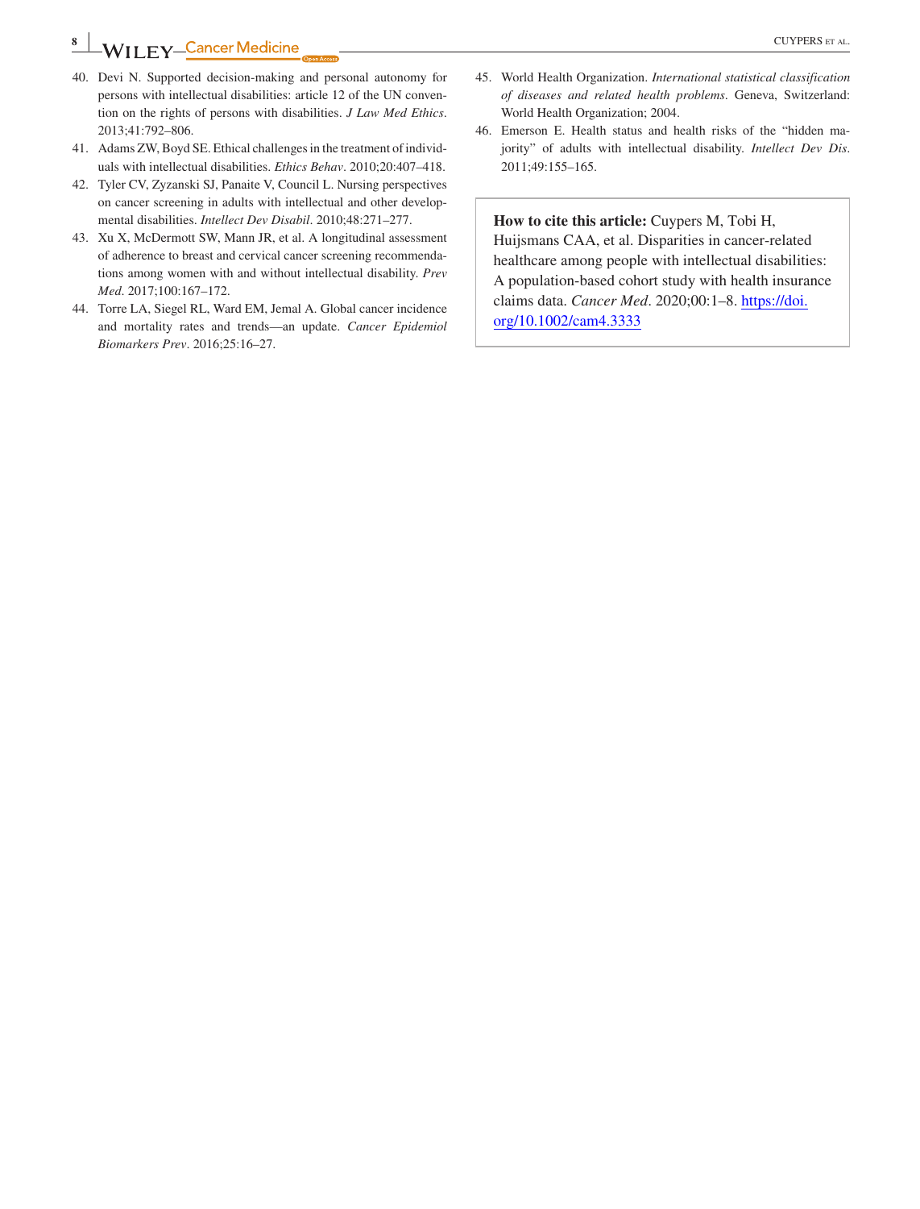40. Devi N. Supported decision-making and personal autonomy for persons with intellectual disabilities: article 12 of the UN convention on the rights of persons with disabilities. *J Law Med Ethics*. 2013;41:792–806.
41. Adams ZW, Boyd SE. Ethical challenges in the treatment of individuals with intellectual disabilities. *Ethics Behav*. 2010;20:407–418.
42. Tyler CV, Zyzanski SJ, Panaite V, Council L. Nursing perspectives on cancer screening in adults with intellectual and other developmental disabilities. *Intellect Dev Disabil*. 2010;48:271–277.
43. Xu X, McDermott SW, Mann JR, et al. A longitudinal assessment of adherence to breast and cervical cancer screening recommendations among women with and without intellectual disability. *Prev Med*. 2017;100:167–172.
44. Torre LA, Siegel RL, Ward EM, Jemal A. Global cancer incidence and mortality rates and trends—an update. *Cancer Epidemiol Biomarkers Prev*. 2016;25:16–27.
45. World Health Organization. *International statistical classification of diseases and related health problems*. Geneva, Switzerland: World Health Organization; 2004.
46. Emerson E. Health status and health risks of the "hidden majority" of adults with intellectual disability. *Intellect Dev Dis*. 2011;49:155–165.

**How to cite this article:** Cuypers M, Tobi H, Huijsmans CAA, et al. Disparities in cancer-related healthcare among people with intellectual disabilities: A population-based cohort study with health insurance claims data. *Cancer Med*. 2020;00:1–8. https://doi.org/10.1002/cam4.3333